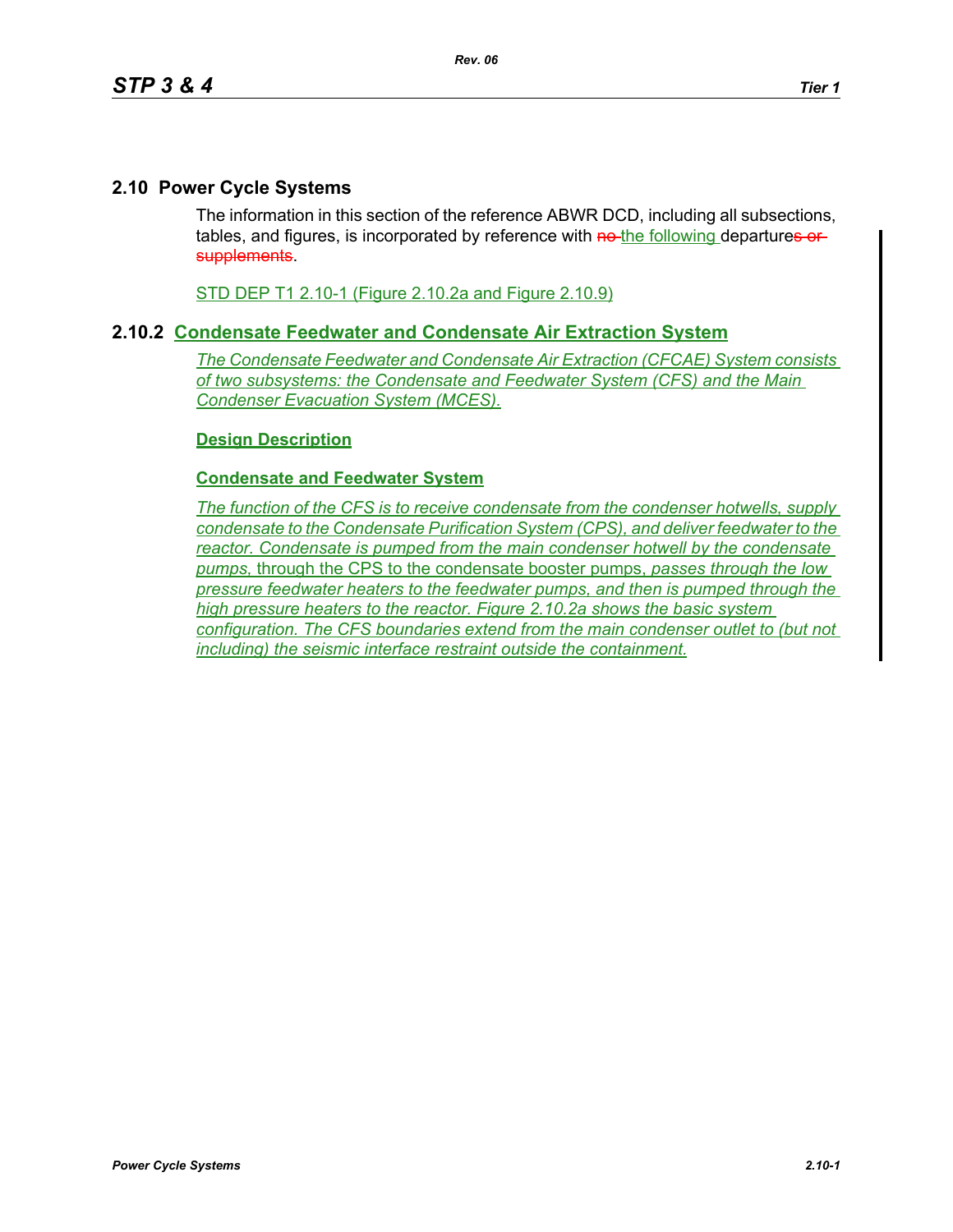## 2.10 Power Cycle Systems

The information in this section of the reference ABWR DCD, including all subsections, tables, and figures, is incorporated by reference with ~~no~~ the following departures ~~or supplements~~.

STD DEP T1 2.10-1 (Figure 2.10.2a and Figure 2.10.9)

## 2.10.2 Condensate Feedwater and Condensate Air Extraction System

*The Condensate Feedwater and Condensate Air Extraction (CFCAE) System consists of two subsystems: the Condensate and Feedwater System (CFS) and the Main Condenser Evacuation System (MCES).*

**Design Description**

**Condensate and Feedwater System**

*The function of the CFS is to receive condensate from the condenser hotwells, supply condensate to the Condensate Purification System (CPS), and deliver feedwater to the reactor. Condensate is pumped from the main condenser hotwell by the condensate pumps,* through the CPS to the condensate booster pumps, *passes through the low pressure feedwater heaters to the feedwater pumps, and then is pumped through the high pressure heaters to the reactor. Figure 2.10.2a shows the basic system configuration. The CFS boundaries extend from the main condenser outlet to (but not including) the seismic interface restraint outside the containment.*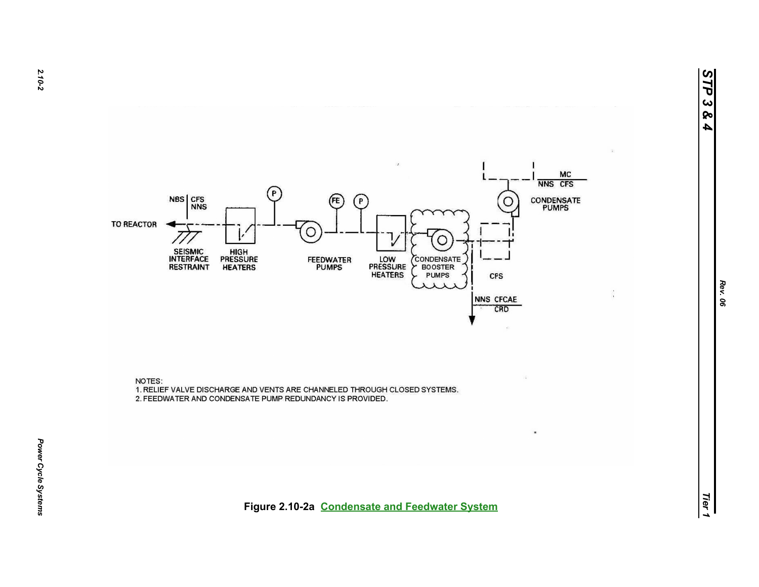TO REACTOR

NBS | CFS NNS

SEISMIC INTERFACE RESTRAINT

HIGH PRESSURE HEATERS

P

FEEDWATER PUMPS

FE

P

LOW PRESSURE HEATERS

CONDENSATE BOOSTER PUMPS

CPS

NNS CFCAE
CRD

MC
NNS CFS

CONDENSATE PUMPS

NOTES:

1. RELIEF VALVE DISCHARGE AND VENTS ARE CHANNELED THROUGH CLOSED SYSTEMS.
2. FEEDWATER AND CONDENSATE PUMP REDUNDANCY IS PROVIDED.

**Figure 2.10-2a Condensate and Feedwater System**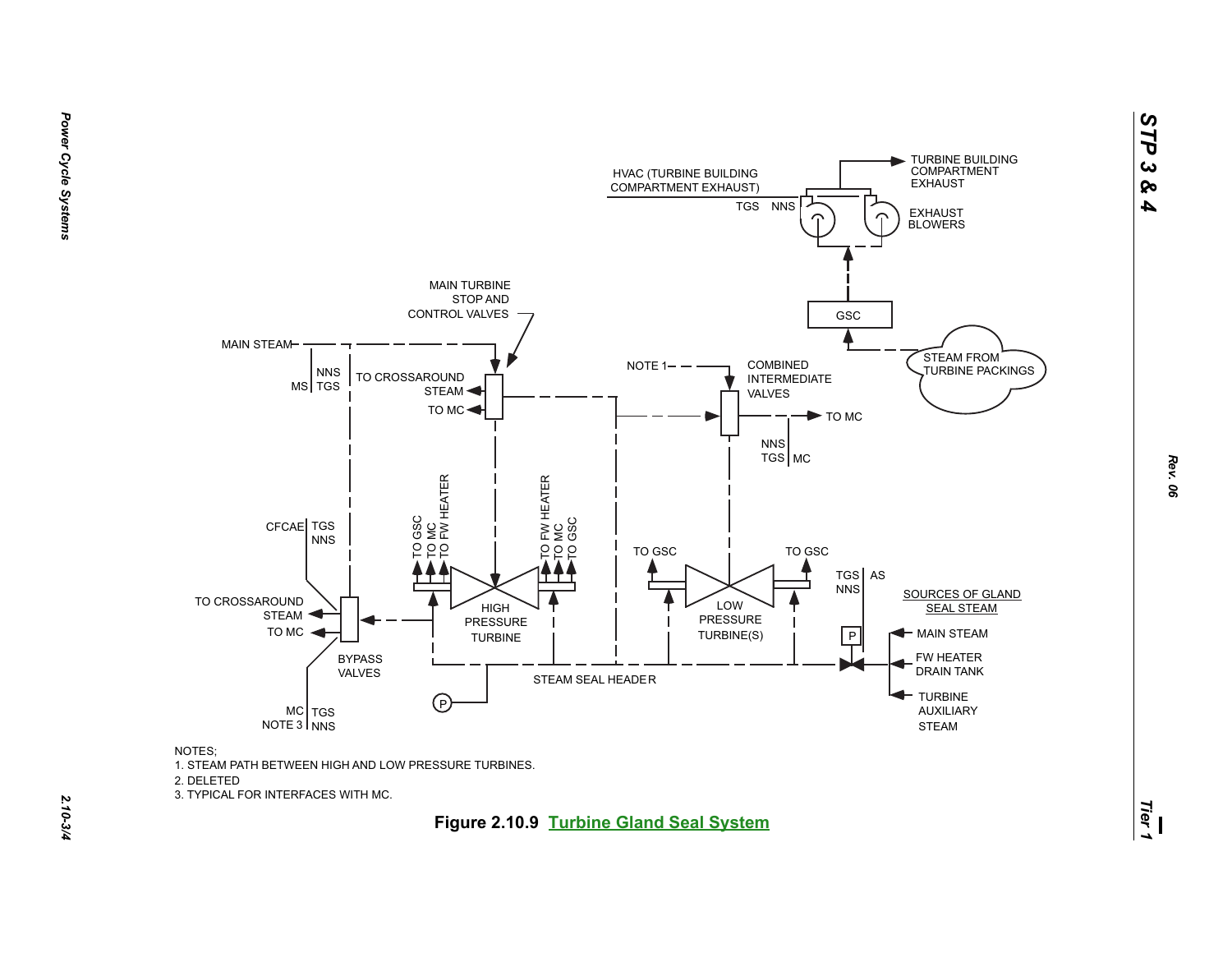MAIN STEAM

NNS
MS | TGS

TO CROSSAROUND STEAM

TO MC

MAIN TURBINE STOP AND CONTROL VALVES

HVAC (TURBINE BUILDING COMPARTMENT EXHAUST)

TGS NNS

TURBINE BUILDING COMPARTMENT EXHAUST

EXHAUST BLOWERS

GSC

STEAM FROM TURBINE PACKINGS

NOTE 1

COMBINED INTERMEDIATE VALVES

TO MC

NNS
TGS | MC

CFCAE | TGS
NNS

TO GSC
TO MC
TO FW HEATER

TO FW HEATER
TO MC
TO GSC

TO GSC

TO GSC

HIGH PRESSURE TURBINE

LOW PRESSURE TURBINE(S)

TGS | AS
NNS

TO CROSSAROUND STEAM

TO MC

BYPASS VALVES

STEAM SEAL HEADER

P

P

SOURCES OF GLAND SEAL STEAM

MAIN STEAM

FW HEATER DRAIN TANK

TURBINE AUXILIARY STEAM

MC | TGS
NOTE 3 | NNS

NOTES;
1. STEAM PATH BETWEEN HIGH AND LOW PRESSURE TURBINES.
2. DELETED
3. TYPICAL FOR INTERFACES WITH MC.

**Figure 2.10.9 Turbine Gland Seal System**